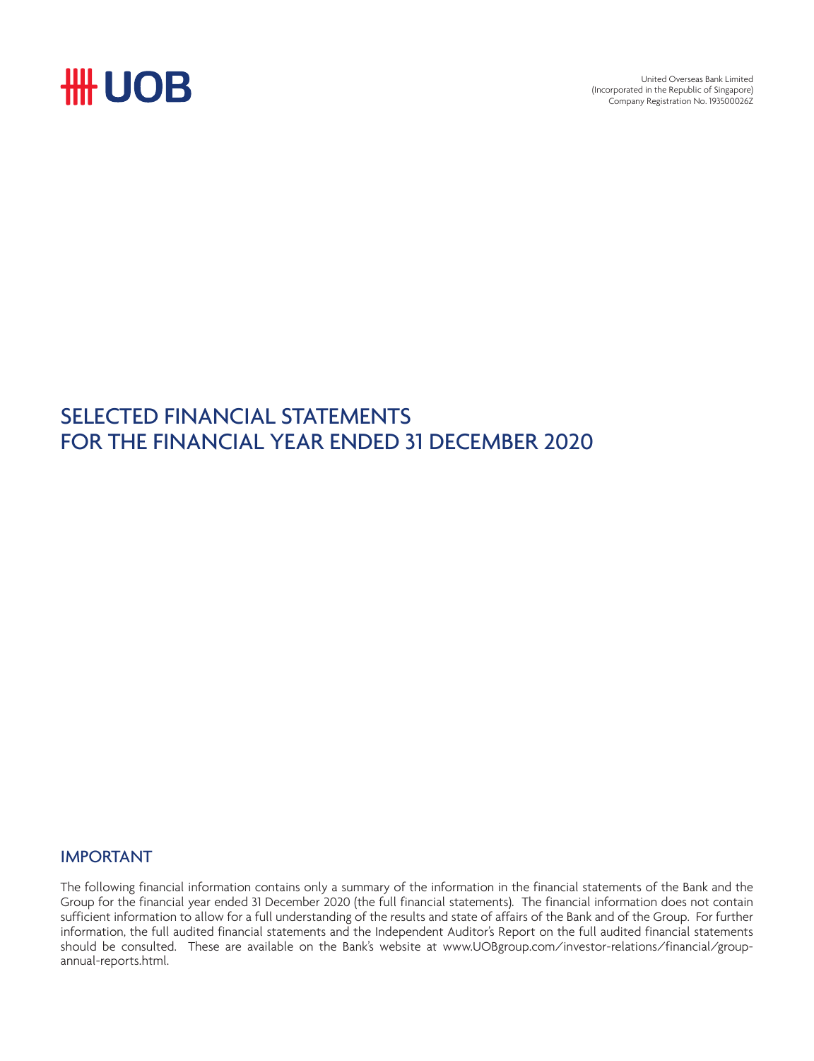UOB

United Overseas Bank Limited
(Incorporated in the Republic of Singapore)
Company Registration No. 193500026Z

# SELECTED FINANCIAL STATEMENTS FOR THE FINANCIAL YEAR ENDED 31 DECEMBER 2020

## IMPORTANT

The following financial information contains only a summary of the information in the financial statements of the Bank and the Group for the financial year ended 31 December 2020 (the full financial statements). The financial information does not contain sufficient information to allow for a full understanding of the results and state of affairs of the Bank and of the Group. For further information, the full audited financial statements and the Independent Auditor's Report on the full audited financial statements should be consulted. These are available on the Bank's website at www.UOBgroup.com/investor-relations/financial/group-annual-reports.html.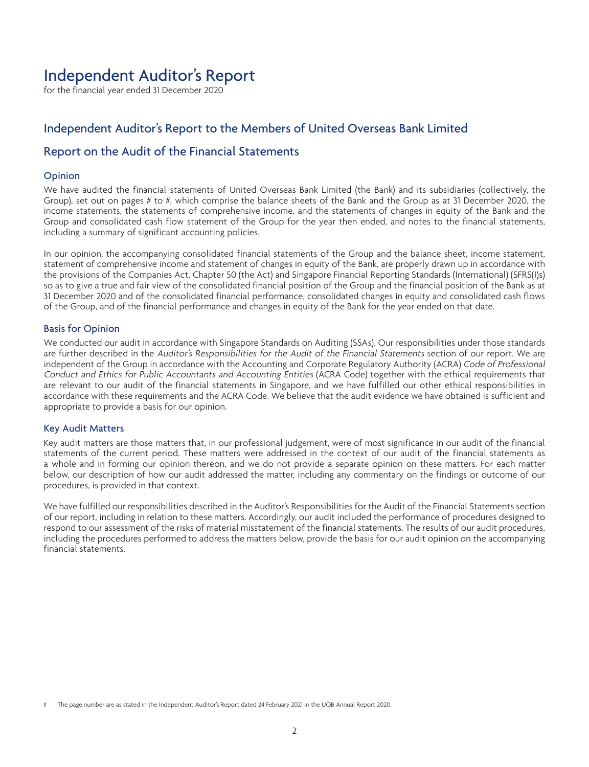# Independent Auditor's Report

for the financial year ended 31 December 2020

## Independent Auditor's Report to the Members of United Overseas Bank Limited

## Report on the Audit of the Financial Statements

### Opinion

We have audited the financial statements of United Overseas Bank Limited (the Bank) and its subsidiaries (collectively, the Group), set out on pages # to #, which comprise the balance sheets of the Bank and the Group as at 31 December 2020, the income statements, the statements of comprehensive income, and the statements of changes in equity of the Bank and the Group and consolidated cash flow statement of the Group for the year then ended, and notes to the financial statements, including a summary of significant accounting policies.

In our opinion, the accompanying consolidated financial statements of the Group and the balance sheet, income statement, statement of comprehensive income and statement of changes in equity of the Bank, are properly drawn up in accordance with the provisions of the Companies Act, Chapter 50 (the Act) and Singapore Financial Reporting Standards (International) (SFRS(I)s) so as to give a true and fair view of the consolidated financial position of the Group and the financial position of the Bank as at 31 December 2020 and of the consolidated financial performance, consolidated changes in equity and consolidated cash flows of the Group, and of the financial performance and changes in equity of the Bank for the year ended on that date.

### Basis for Opinion

We conducted our audit in accordance with Singapore Standards on Auditing (SSAs). Our responsibilities under those standards are further described in the *Auditor's Responsibilities for the Audit of the Financial Statements* section of our report. We are independent of the Group in accordance with the Accounting and Corporate Regulatory Authority (ACRA) *Code of Professional Conduct and Ethics for Public Accountants and Accounting Entities* (ACRA Code) together with the ethical requirements that are relevant to our audit of the financial statements in Singapore, and we have fulfilled our other ethical responsibilities in accordance with these requirements and the ACRA Code. We believe that the audit evidence we have obtained is sufficient and appropriate to provide a basis for our opinion.

### Key Audit Matters

Key audit matters are those matters that, in our professional judgement, were of most significance in our audit of the financial statements of the current period. These matters were addressed in the context of our audit of the financial statements as a whole and in forming our opinion thereon, and we do not provide a separate opinion on these matters. For each matter below, our description of how our audit addressed the matter, including any commentary on the findings or outcome of our procedures, is provided in that context.

We have fulfilled our responsibilities described in the Auditor's Responsibilities for the Audit of the Financial Statements section of our report, including in relation to these matters. Accordingly, our audit included the performance of procedures designed to respond to our assessment of the risks of material misstatement of the financial statements. The results of our audit procedures, including the procedures performed to address the matters below, provide the basis for our audit opinion on the accompanying financial statements.

# The page number are as stated in the Independent Auditor's Report dated 24 February 2021 in the UOB Annual Report 2020.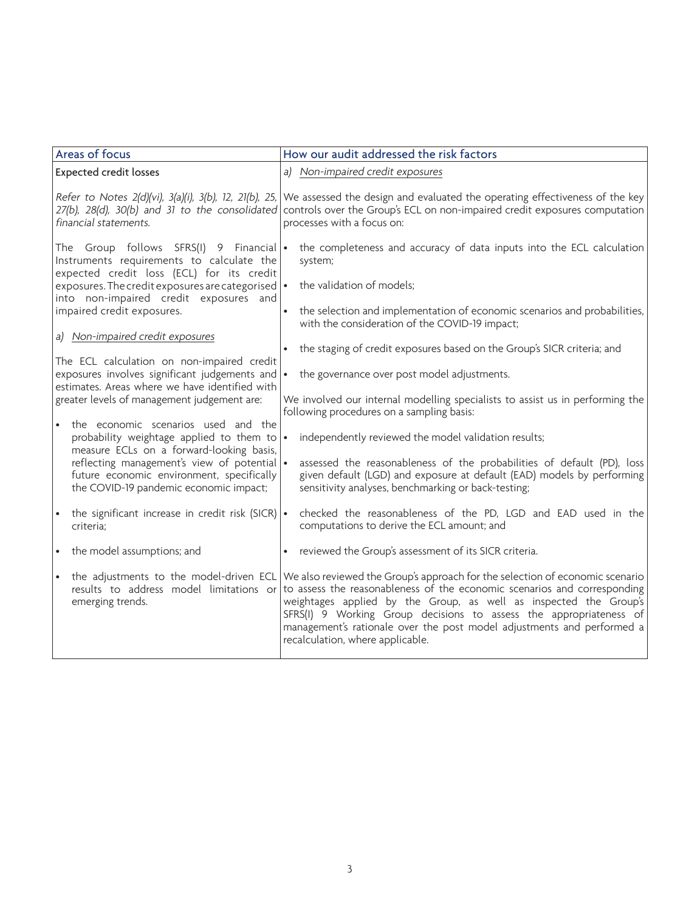| Areas of focus | How our audit addressed the risk factors |
|---|---|
| Expected credit losses<br><br>*Refer to Notes 2(d)(vi), 3(a)(i), 3(b), 12, 21(b), 25, 27(b), 28(d), 30(b) and 31 to the consolidated financial statements.*<br><br>The Group follows SFRS(I) 9 Financial Instruments requirements to calculate the expected credit loss (ECL) for its credit exposures. The credit exposures are categorised into non-impaired credit exposures and impaired credit exposures.<br><br>*a) Non-impaired credit exposures*<br><br>The ECL calculation on non-impaired credit exposures involves significant judgements and estimates. Areas where we have identified with greater levels of management judgement are:<br><br>• the economic scenarios used and the probability weightage applied to them to measure ECLs on a forward-looking basis, reflecting management's view of potential future economic environment, specifically the COVID-19 pandemic economic impact;<br><br>• the significant increase in credit risk (SICR) criteria;<br><br>• the model assumptions; and<br><br>• the adjustments to the model-driven ECL results to address model limitations or emerging trends. | *a) Non-impaired credit exposures*<br><br>We assessed the design and evaluated the operating effectiveness of the key controls over the Group's ECL on non-impaired credit exposures computation processes with a focus on:<br><br>• the completeness and accuracy of data inputs into the ECL calculation system;<br><br>• the validation of models;<br><br>• the selection and implementation of economic scenarios and probabilities, with the consideration of the COVID-19 impact;<br><br>• the staging of credit exposures based on the Group's SICR criteria; and<br><br>• the governance over post model adjustments.<br><br>We involved our internal modelling specialists to assist us in performing the following procedures on a sampling basis:<br><br>• independently reviewed the model validation results;<br><br>• assessed the reasonableness of the probabilities of default (PD), loss given default (LGD) and exposure at default (EAD) models by performing sensitivity analyses, benchmarking or back-testing;<br><br>• checked the reasonableness of the PD, LGD and EAD used in the computations to derive the ECL amount; and<br><br>• reviewed the Group's assessment of its SICR criteria.<br><br>We also reviewed the Group's approach for the selection of economic scenario to assess the reasonableness of the economic scenarios and corresponding weightages applied by the Group, as well as inspected the Group's SFRS(I) 9 Working Group decisions to assess the appropriateness of management's rationale over the post model adjustments and performed a recalculation, where applicable. |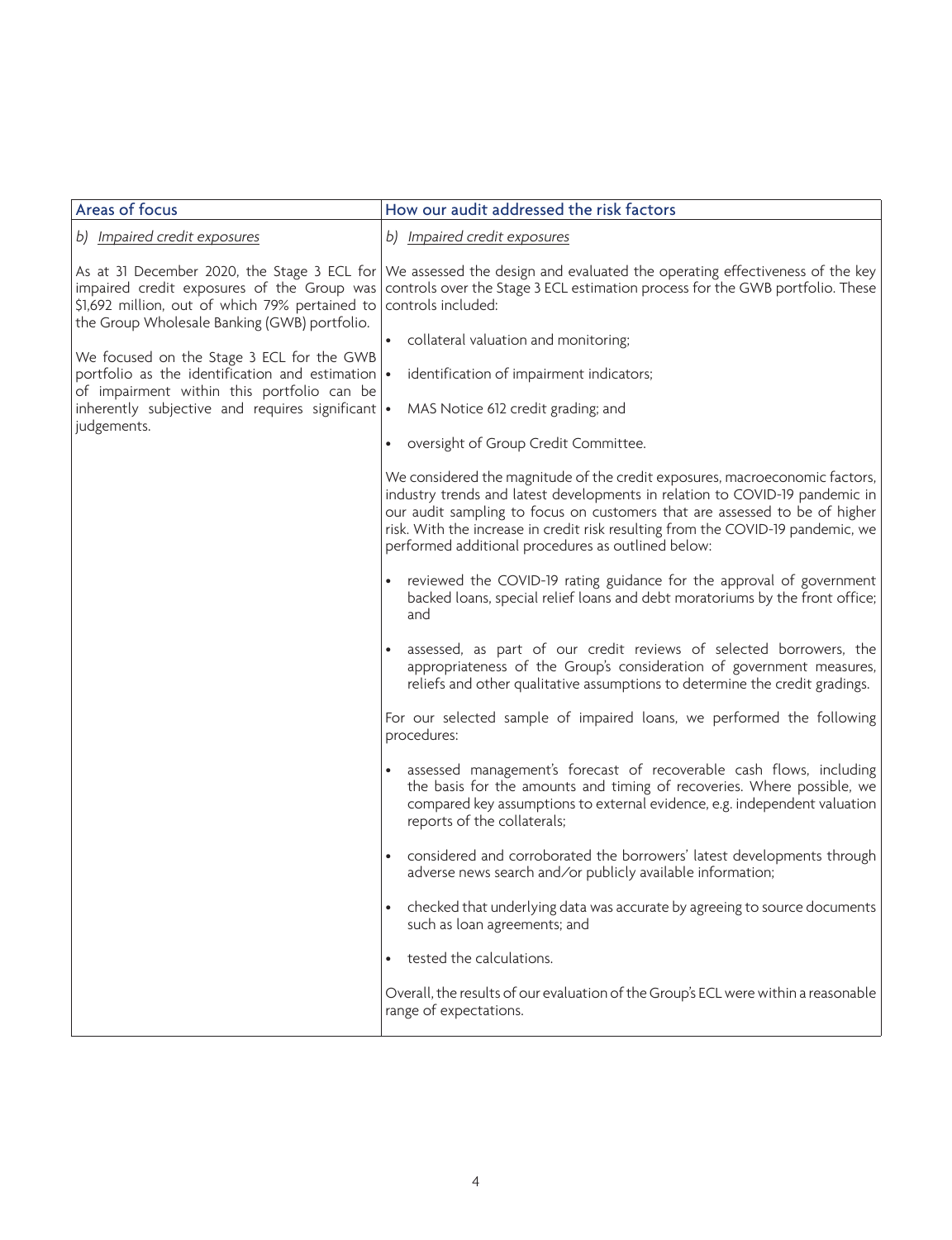| Areas of focus | How our audit addressed the risk factors |
| --- | --- |
| *b) Impaired credit exposures*<br><br>As at 31 December 2020, the Stage 3 ECL for impaired credit exposures of the Group was $1,692 million, out of which 79% pertained to the Group Wholesale Banking (GWB) portfolio.<br><br>We focused on the Stage 3 ECL for the GWB portfolio as the identification and estimation of impairment within this portfolio can be inherently subjective and requires significant judgements. | *b) Impaired credit exposures*<br><br>We assessed the design and evaluated the operating effectiveness of the key controls over the Stage 3 ECL estimation process for the GWB portfolio. These controls included:<br><br>• collateral valuation and monitoring;<br>• identification of impairment indicators;<br>• MAS Notice 612 credit grading; and<br>• oversight of Group Credit Committee.<br><br>We considered the magnitude of the credit exposures, macroeconomic factors, industry trends and latest developments in relation to COVID-19 pandemic in our audit sampling to focus on customers that are assessed to be of higher risk. With the increase in credit risk resulting from the COVID-19 pandemic, we performed additional procedures as outlined below:<br><br>• reviewed the COVID-19 rating guidance for the approval of government backed loans, special relief loans and debt moratoriums by the front office; and<br>• assessed, as part of our credit reviews of selected borrowers, the appropriateness of the Group's consideration of government measures, reliefs and other qualitative assumptions to determine the credit gradings.<br><br>For our selected sample of impaired loans, we performed the following procedures:<br><br>• assessed management's forecast of recoverable cash flows, including the basis for the amounts and timing of recoveries. Where possible, we compared key assumptions to external evidence, e.g. independent valuation reports of the collaterals;<br>• considered and corroborated the borrowers' latest developments through adverse news search and/or publicly available information;<br>• checked that underlying data was accurate by agreeing to source documents such as loan agreements; and<br>• tested the calculations.<br><br>Overall, the results of our evaluation of the Group's ECL were within a reasonable range of expectations. |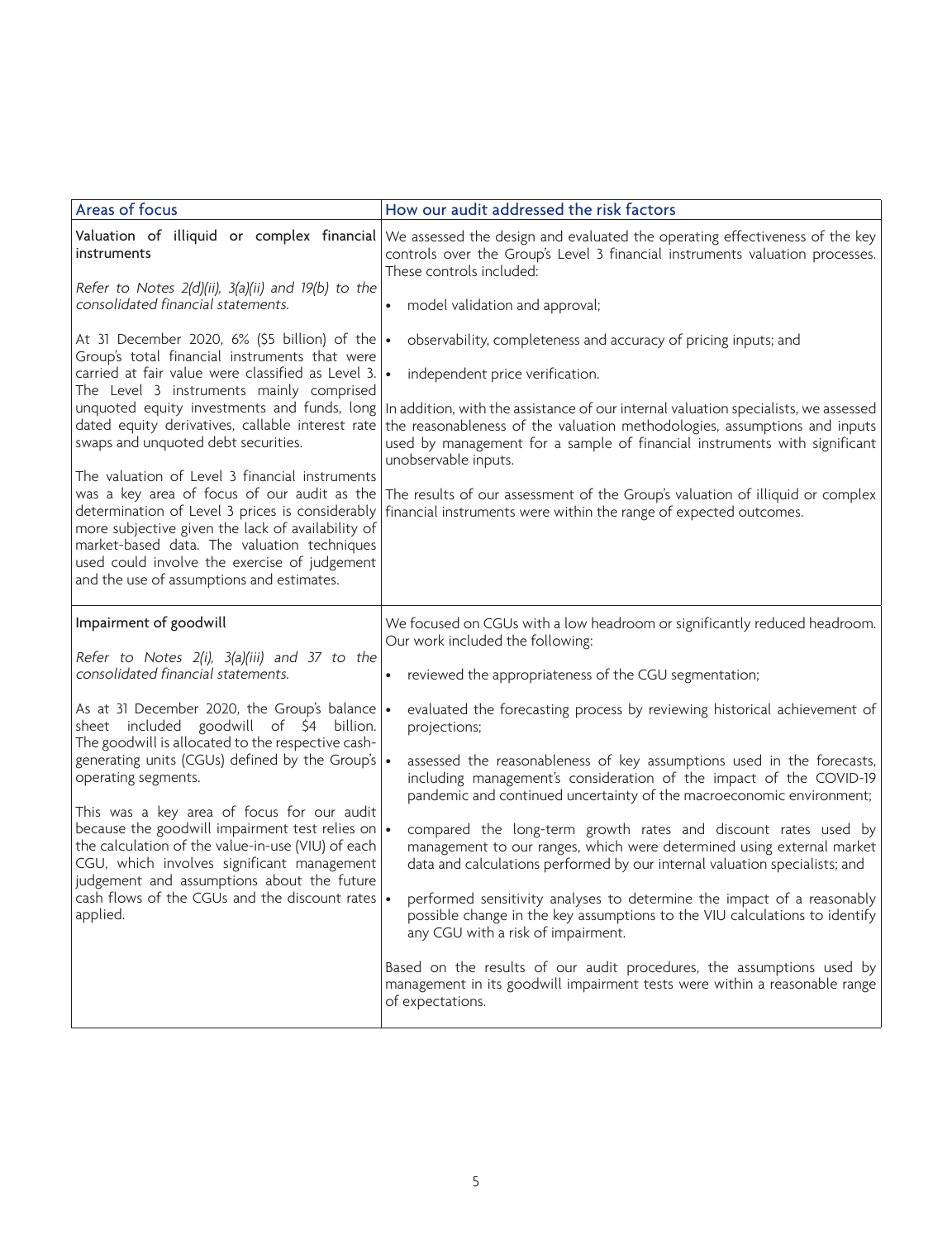| Areas of focus | How our audit addressed the risk factors |
| --- | --- |
| **Valuation of illiquid or complex financial instruments**<br><br>*Refer to Notes 2(d)(ii), 3(a)(ii) and 19(b) to the consolidated financial statements.*<br><br>At 31 December 2020, 6% ($5 billion) of the Group's total financial instruments that were carried at fair value were classified as Level 3. The Level 3 instruments mainly comprised unquoted equity investments and funds, long dated equity derivatives, callable interest rate swaps and unquoted debt securities.<br><br>The valuation of Level 3 financial instruments was a key area of focus of our audit as the determination of Level 3 prices is considerably more subjective given the lack of availability of market-based data. The valuation techniques used could involve the exercise of judgement and the use of assumptions and estimates. | We assessed the design and evaluated the operating effectiveness of the key controls over the Group's Level 3 financial instruments valuation processes. These controls included:<br><br>• model validation and approval;<br>• observability, completeness and accuracy of pricing inputs; and<br>• independent price verification.<br><br>In addition, with the assistance of our internal valuation specialists, we assessed the reasonableness of the valuation methodologies, assumptions and inputs used by management for a sample of financial instruments with significant unobservable inputs.<br><br>The results of our assessment of the Group's valuation of illiquid or complex financial instruments were within the range of expected outcomes. |
| **Impairment of goodwill**<br><br>*Refer to Notes 2(i), 3(a)(iii) and 37 to the consolidated financial statements.*<br><br>As at 31 December 2020, the Group's balance sheet included goodwill of $4 billion. The goodwill is allocated to the respective cash-generating units (CGUs) defined by the Group's operating segments.<br><br>This was a key area of focus for our audit because the goodwill impairment test relies on the calculation of the value-in-use (VIU) of each CGU, which involves significant management judgement and assumptions about the future cash flows of the CGUs and the discount rates applied. | We focused on CGUs with a low headroom or significantly reduced headroom. Our work included the following:<br><br>• reviewed the appropriateness of the CGU segmentation;<br>• evaluated the forecasting process by reviewing historical achievement of projections;<br>• assessed the reasonableness of key assumptions used in the forecasts, including management's consideration of the impact of the COVID-19 pandemic and continued uncertainty of the macroeconomic environment;<br>• compared the long-term growth rates and discount rates used by management to our ranges, which were determined using external market data and calculations performed by our internal valuation specialists; and<br>• performed sensitivity analyses to determine the impact of a reasonably possible change in the key assumptions to the VIU calculations to identify any CGU with a risk of impairment.<br><br>Based on the results of our audit procedures, the assumptions used by management in its goodwill impairment tests were within a reasonable range of expectations. |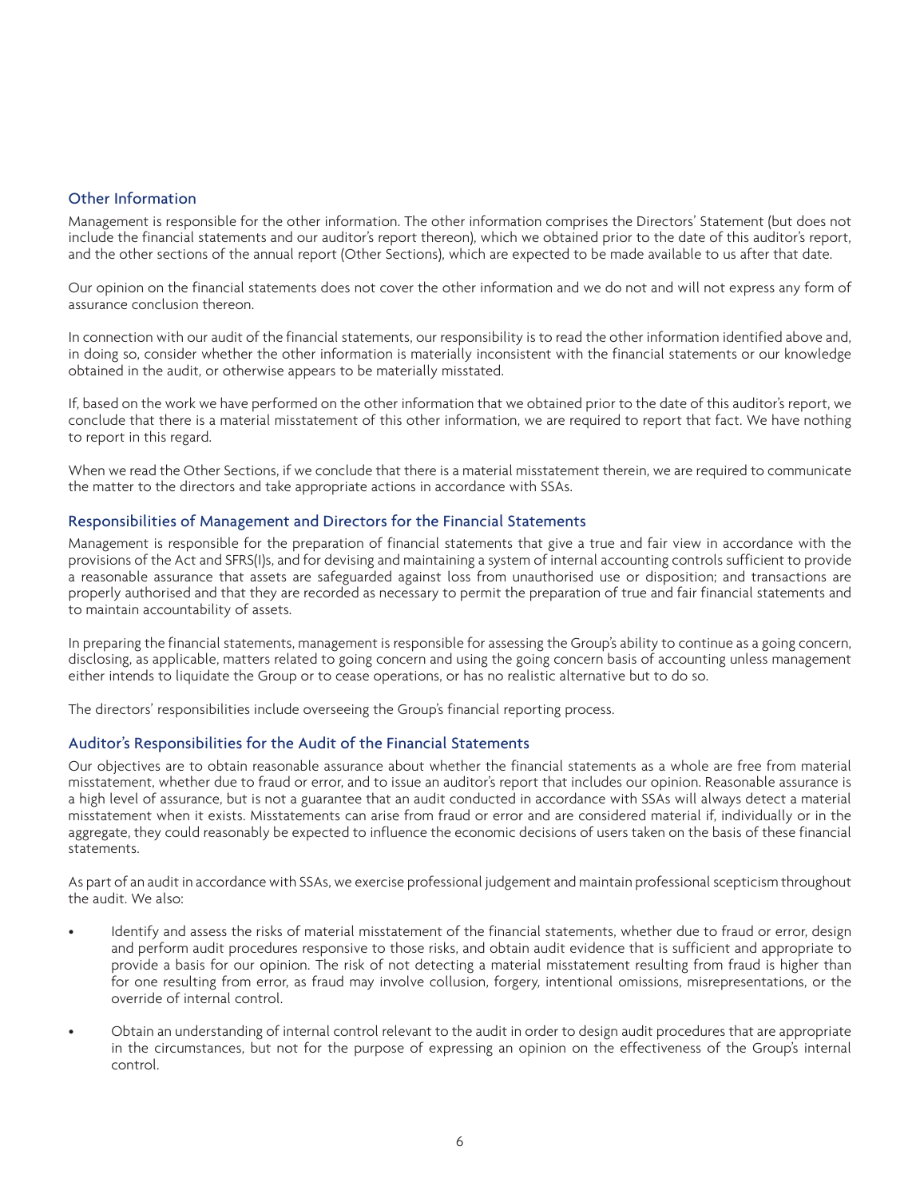## Other Information

Management is responsible for the other information. The other information comprises the Directors' Statement (but does not include the financial statements and our auditor's report thereon), which we obtained prior to the date of this auditor's report, and the other sections of the annual report (Other Sections), which are expected to be made available to us after that date.

Our opinion on the financial statements does not cover the other information and we do not and will not express any form of assurance conclusion thereon.

In connection with our audit of the financial statements, our responsibility is to read the other information identified above and, in doing so, consider whether the other information is materially inconsistent with the financial statements or our knowledge obtained in the audit, or otherwise appears to be materially misstated.

If, based on the work we have performed on the other information that we obtained prior to the date of this auditor's report, we conclude that there is a material misstatement of this other information, we are required to report that fact. We have nothing to report in this regard.

When we read the Other Sections, if we conclude that there is a material misstatement therein, we are required to communicate the matter to the directors and take appropriate actions in accordance with SSAs.

## Responsibilities of Management and Directors for the Financial Statements

Management is responsible for the preparation of financial statements that give a true and fair view in accordance with the provisions of the Act and SFRS(I)s, and for devising and maintaining a system of internal accounting controls sufficient to provide a reasonable assurance that assets are safeguarded against loss from unauthorised use or disposition; and transactions are properly authorised and that they are recorded as necessary to permit the preparation of true and fair financial statements and to maintain accountability of assets.

In preparing the financial statements, management is responsible for assessing the Group's ability to continue as a going concern, disclosing, as applicable, matters related to going concern and using the going concern basis of accounting unless management either intends to liquidate the Group or to cease operations, or has no realistic alternative but to do so.

The directors' responsibilities include overseeing the Group's financial reporting process.

## Auditor's Responsibilities for the Audit of the Financial Statements

Our objectives are to obtain reasonable assurance about whether the financial statements as a whole are free from material misstatement, whether due to fraud or error, and to issue an auditor's report that includes our opinion. Reasonable assurance is a high level of assurance, but is not a guarantee that an audit conducted in accordance with SSAs will always detect a material misstatement when it exists. Misstatements can arise from fraud or error and are considered material if, individually or in the aggregate, they could reasonably be expected to influence the economic decisions of users taken on the basis of these financial statements.

As part of an audit in accordance with SSAs, we exercise professional judgement and maintain professional scepticism throughout the audit. We also:

- Identify and assess the risks of material misstatement of the financial statements, whether due to fraud or error, design and perform audit procedures responsive to those risks, and obtain audit evidence that is sufficient and appropriate to provide a basis for our opinion. The risk of not detecting a material misstatement resulting from fraud is higher than for one resulting from error, as fraud may involve collusion, forgery, intentional omissions, misrepresentations, or the override of internal control.

- Obtain an understanding of internal control relevant to the audit in order to design audit procedures that are appropriate in the circumstances, but not for the purpose of expressing an opinion on the effectiveness of the Group's internal control.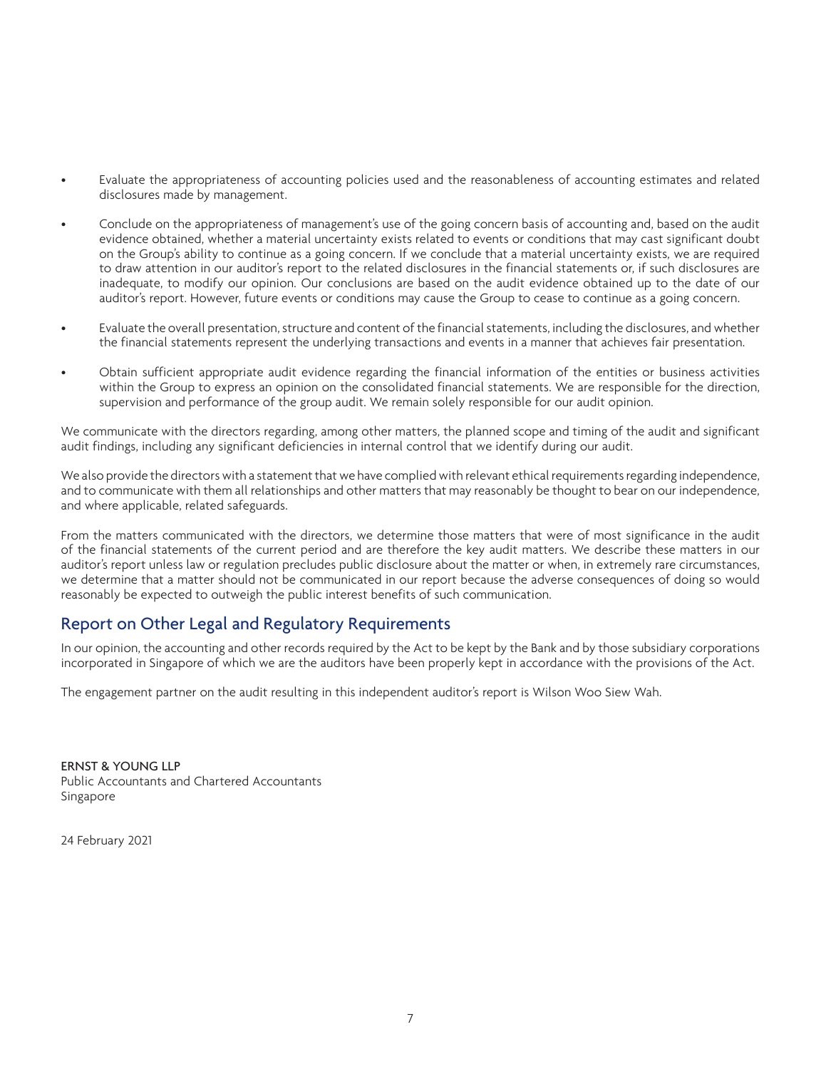- Evaluate the appropriateness of accounting policies used and the reasonableness of accounting estimates and related disclosures made by management.

- Conclude on the appropriateness of management's use of the going concern basis of accounting and, based on the audit evidence obtained, whether a material uncertainty exists related to events or conditions that may cast significant doubt on the Group's ability to continue as a going concern. If we conclude that a material uncertainty exists, we are required to draw attention in our auditor's report to the related disclosures in the financial statements or, if such disclosures are inadequate, to modify our opinion. Our conclusions are based on the audit evidence obtained up to the date of our auditor's report. However, future events or conditions may cause the Group to cease to continue as a going concern.

- Evaluate the overall presentation, structure and content of the financial statements, including the disclosures, and whether the financial statements represent the underlying transactions and events in a manner that achieves fair presentation.

- Obtain sufficient appropriate audit evidence regarding the financial information of the entities or business activities within the Group to express an opinion on the consolidated financial statements. We are responsible for the direction, supervision and performance of the group audit. We remain solely responsible for our audit opinion.

We communicate with the directors regarding, among other matters, the planned scope and timing of the audit and significant audit findings, including any significant deficiencies in internal control that we identify during our audit.

We also provide the directors with a statement that we have complied with relevant ethical requirements regarding independence, and to communicate with them all relationships and other matters that may reasonably be thought to bear on our independence, and where applicable, related safeguards.

From the matters communicated with the directors, we determine those matters that were of most significance in the audit of the financial statements of the current period and are therefore the key audit matters. We describe these matters in our auditor's report unless law or regulation precludes public disclosure about the matter or when, in extremely rare circumstances, we determine that a matter should not be communicated in our report because the adverse consequences of doing so would reasonably be expected to outweigh the public interest benefits of such communication.

## Report on Other Legal and Regulatory Requirements

In our opinion, the accounting and other records required by the Act to be kept by the Bank and by those subsidiary corporations incorporated in Singapore of which we are the auditors have been properly kept in accordance with the provisions of the Act.

The engagement partner on the audit resulting in this independent auditor's report is Wilson Woo Siew Wah.

**ERNST & YOUNG LLP**
Public Accountants and Chartered Accountants
Singapore

24 February 2021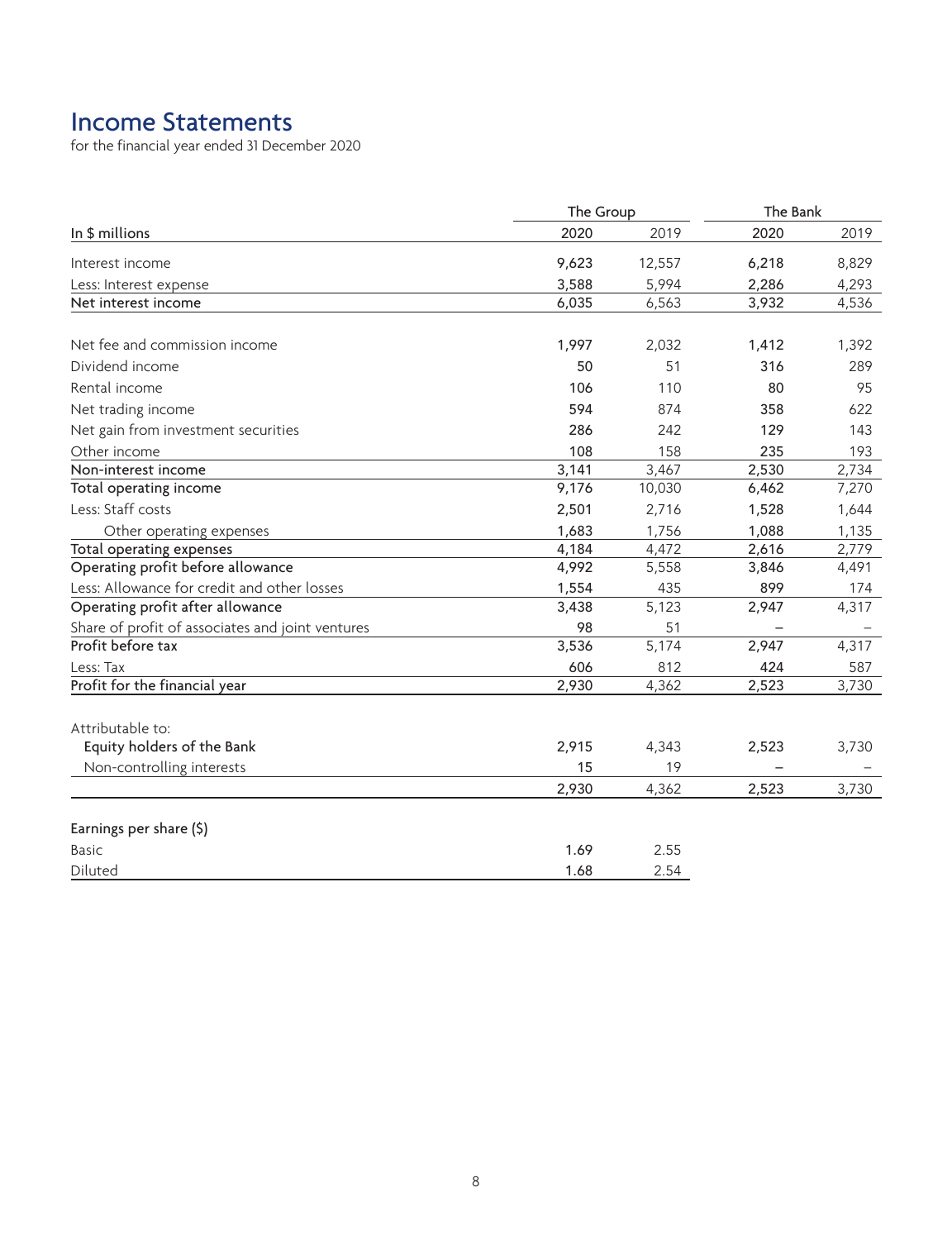# Income Statements

for the financial year ended 31 December 2020

| In $ millions | The Group | | The Bank | |
|---|---|---|---|---|
| | 2020 | 2019 | 2020 | 2019 |
| Interest income | 9,623 | 12,557 | 6,218 | 8,829 |
| Less: Interest expense | 3,588 | 5,994 | 2,286 | 4,293 |
| **Net interest income** | 6,035 | 6,563 | 3,932 | 4,536 |
| Net fee and commission income | 1,997 | 2,032 | 1,412 | 1,392 |
| Dividend income | 50 | 51 | 316 | 289 |
| Rental income | 106 | 110 | 80 | 95 |
| Net trading income | 594 | 874 | 358 | 622 |
| Net gain from investment securities | 286 | 242 | 129 | 143 |
| Other income | 108 | 158 | 235 | 193 |
| **Non-interest income** | 3,141 | 3,467 | 2,530 | 2,734 |
| **Total operating income** | 9,176 | 10,030 | 6,462 | 7,270 |
| Less: Staff costs | 2,501 | 2,716 | 1,528 | 1,644 |
| Other operating expenses | 1,683 | 1,756 | 1,088 | 1,135 |
| **Total operating expenses** | 4,184 | 4,472 | 2,616 | 2,779 |
| **Operating profit before allowance** | 4,992 | 5,558 | 3,846 | 4,491 |
| Less: Allowance for credit and other losses | 1,554 | 435 | 899 | 174 |
| **Operating profit after allowance** | 3,438 | 5,123 | 2,947 | 4,317 |
| Share of profit of associates and joint ventures | 98 | 51 | – | – |
| **Profit before tax** | 3,536 | 5,174 | 2,947 | 4,317 |
| Less: Tax | 606 | 812 | 424 | 587 |
| **Profit for the financial year** | 2,930 | 4,362 | 2,523 | 3,730 |
| Attributable to: | | | | |
| Equity holders of the Bank | 2,915 | 4,343 | 2,523 | 3,730 |
| Non-controlling interests | 15 | 19 | – | – |
| | 2,930 | 4,362 | 2,523 | 3,730 |
| **Earnings per share ($)** | | | | |
| Basic | 1.69 | 2.55 | | |
| Diluted | 1.68 | 2.54 | | |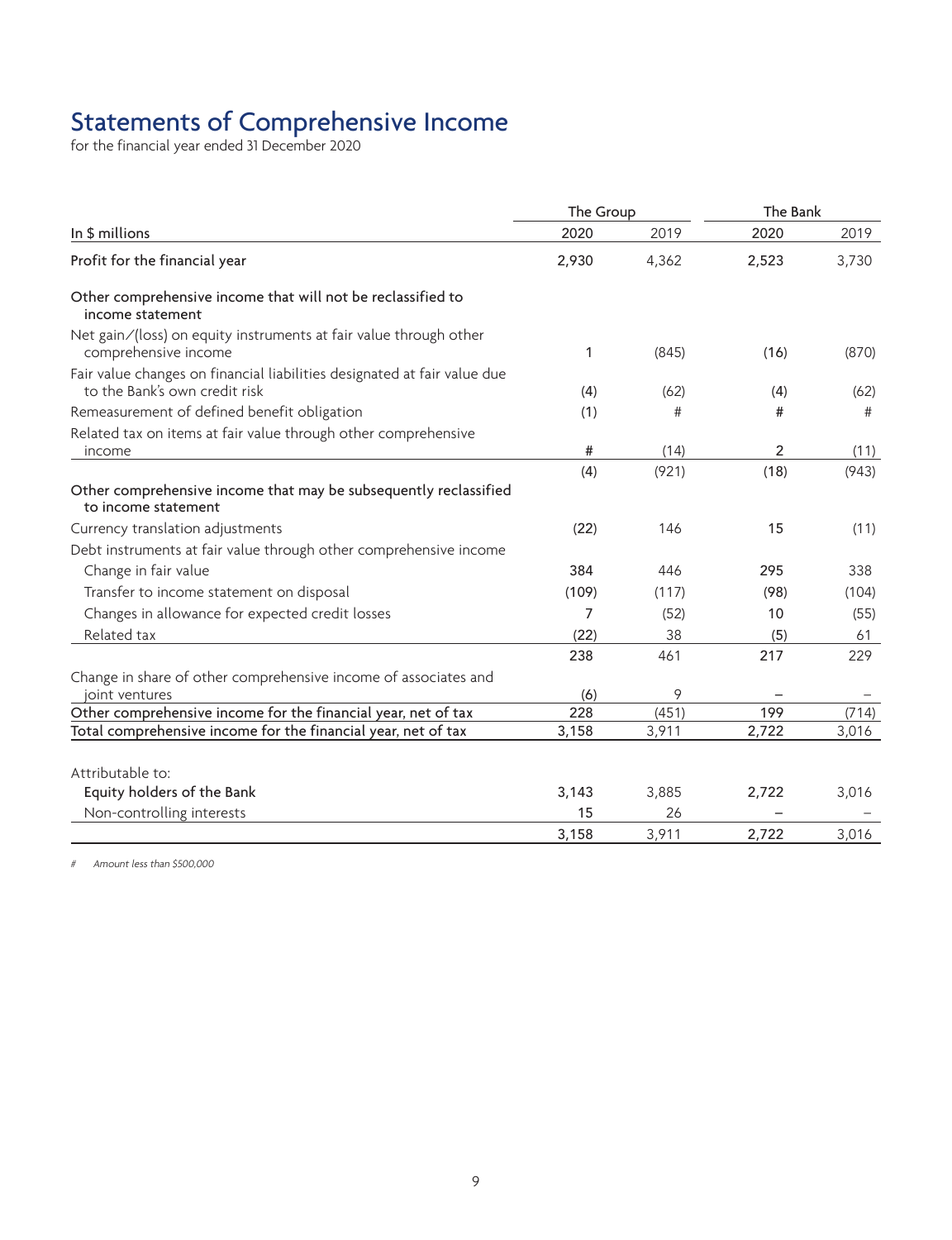# Statements of Comprehensive Income

for the financial year ended 31 December 2020

| In $ millions | The Group 2020 | The Group 2019 | The Bank 2020 | The Bank 2019 |
|---|---|---|---|---|
| **Profit for the financial year** | **2,930** | 4,362 | **2,523** | 3,730 |
| **Other comprehensive income that will not be reclassified to income statement** | | | | |
| Net gain/(loss) on equity instruments at fair value through other comprehensive income | 1 | (845) | (16) | (870) |
| Fair value changes on financial liabilities designated at fair value due to the Bank's own credit risk | (4) | (62) | (4) | (62) |
| Remeasurement of defined benefit obligation | (1) | # | # | # |
| Related tax on items at fair value through other comprehensive income | # | (14) | 2 | (11) |
| | (4) | (921) | (18) | (943) |
| **Other comprehensive income that may be subsequently reclassified to income statement** | | | | |
| Currency translation adjustments | (22) | 146 | 15 | (11) |
| Debt instruments at fair value through other comprehensive income | | | | |
| Change in fair value | 384 | 446 | 295 | 338 |
| Transfer to income statement on disposal | (109) | (117) | (98) | (104) |
| Changes in allowance for expected credit losses | 7 | (52) | 10 | (55) |
| Related tax | (22) | 38 | (5) | 61 |
| | 238 | 461 | 217 | 229 |
| Change in share of other comprehensive income of associates and joint ventures | (6) | 9 | – | – |
| **Other comprehensive income for the financial year, net of tax** | **228** | (451) | **199** | (714) |
| **Total comprehensive income for the financial year, net of tax** | **3,158** | 3,911 | **2,722** | 3,016 |
| Attributable to: | | | | |
| Equity holders of the Bank | 3,143 | 3,885 | 2,722 | 3,016 |
| Non-controlling interests | 15 | 26 | – | – |
| | 3,158 | 3,911 | 2,722 | 3,016 |

*# Amount less than $500,000*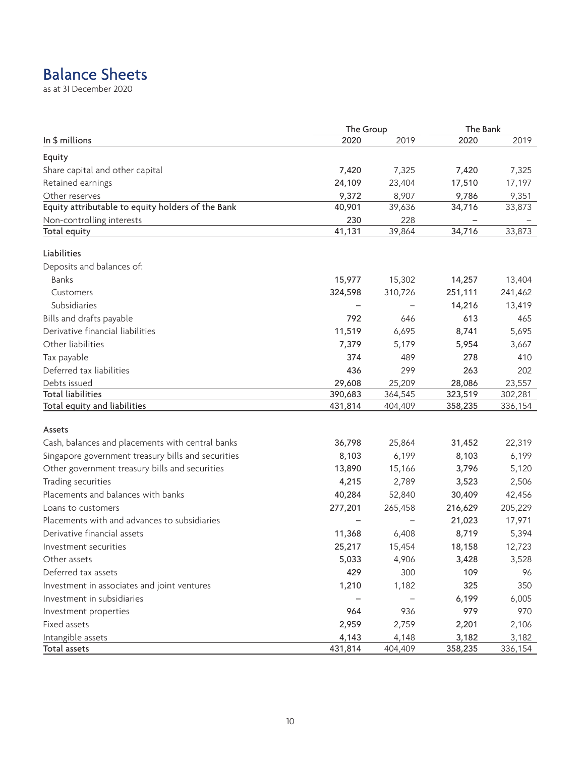# Balance Sheets

as at 31 December 2020

| In $ millions | The Group 2020 | The Group 2019 | The Bank 2020 | The Bank 2019 |
|---|---|---|---|---|
| **Equity** | | | | |
| Share capital and other capital | 7,420 | 7,325 | 7,420 | 7,325 |
| Retained earnings | 24,109 | 23,404 | 17,510 | 17,197 |
| Other reserves | 9,372 | 8,907 | 9,786 | 9,351 |
| Equity attributable to equity holders of the Bank | 40,901 | 39,636 | 34,716 | 33,873 |
| Non-controlling interests | 230 | 228 | – | – |
| Total equity | 41,131 | 39,864 | 34,716 | 33,873 |
| **Liabilities** | | | | |
| Deposits and balances of: | | | | |
| Banks | 15,977 | 15,302 | 14,257 | 13,404 |
| Customers | 324,598 | 310,726 | 251,111 | 241,462 |
| Subsidiaries | – | – | 14,216 | 13,419 |
| Bills and drafts payable | 792 | 646 | 613 | 465 |
| Derivative financial liabilities | 11,519 | 6,695 | 8,741 | 5,695 |
| Other liabilities | 7,379 | 5,179 | 5,954 | 3,667 |
| Tax payable | 374 | 489 | 278 | 410 |
| Deferred tax liabilities | 436 | 299 | 263 | 202 |
| Debts issued | 29,608 | 25,209 | 28,086 | 23,557 |
| Total liabilities | 390,683 | 364,545 | 323,519 | 302,281 |
| Total equity and liabilities | 431,814 | 404,409 | 358,235 | 336,154 |
| **Assets** | | | | |
| Cash, balances and placements with central banks | 36,798 | 25,864 | 31,452 | 22,319 |
| Singapore government treasury bills and securities | 8,103 | 6,199 | 8,103 | 6,199 |
| Other government treasury bills and securities | 13,890 | 15,166 | 3,796 | 5,120 |
| Trading securities | 4,215 | 2,789 | 3,523 | 2,506 |
| Placements and balances with banks | 40,284 | 52,840 | 30,409 | 42,456 |
| Loans to customers | 277,201 | 265,458 | 216,629 | 205,229 |
| Placements with and advances to subsidiaries | – | – | 21,023 | 17,971 |
| Derivative financial assets | 11,368 | 6,408 | 8,719 | 5,394 |
| Investment securities | 25,217 | 15,454 | 18,158 | 12,723 |
| Other assets | 5,033 | 4,906 | 3,428 | 3,528 |
| Deferred tax assets | 429 | 300 | 109 | 96 |
| Investment in associates and joint ventures | 1,210 | 1,182 | 325 | 350 |
| Investment in subsidiaries | – | – | 6,199 | 6,005 |
| Investment properties | 964 | 936 | 979 | 970 |
| Fixed assets | 2,959 | 2,759 | 2,201 | 2,106 |
| Intangible assets | 4,143 | 4,148 | 3,182 | 3,182 |
| Total assets | 431,814 | 404,409 | 358,235 | 336,154 |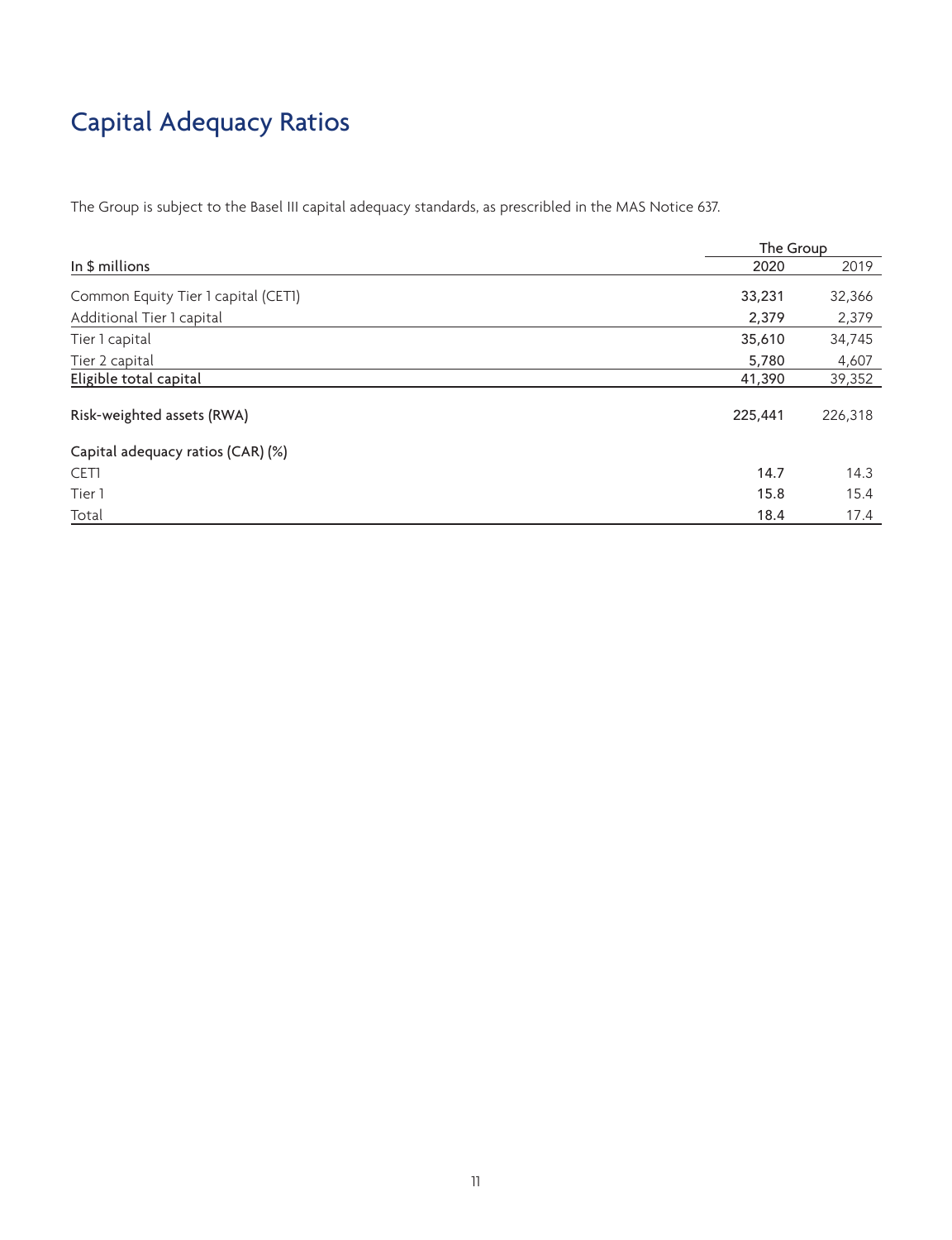# Capital Adequacy Ratios

The Group is subject to the Basel III capital adequacy standards, as prescribed in the MAS Notice 637.

| | The Group | |
|---|---|---|
| In $ millions | 2020 | 2019 |
| Common Equity Tier 1 capital (CET1) | **33,231** | 32,366 |
| Additional Tier 1 capital | **2,379** | 2,379 |
| Tier 1 capital | **35,610** | 34,745 |
| Tier 2 capital | **5,780** | 4,607 |
| Eligible total capital | **41,390** | 39,352 |
| Risk-weighted assets (RWA) | **225,441** | 226,318 |
| Capital adequacy ratios (CAR) (%) | | |
| CET1 | **14.7** | 14.3 |
| Tier 1 | **15.8** | 15.4 |
| Total | **18.4** | 17.4 |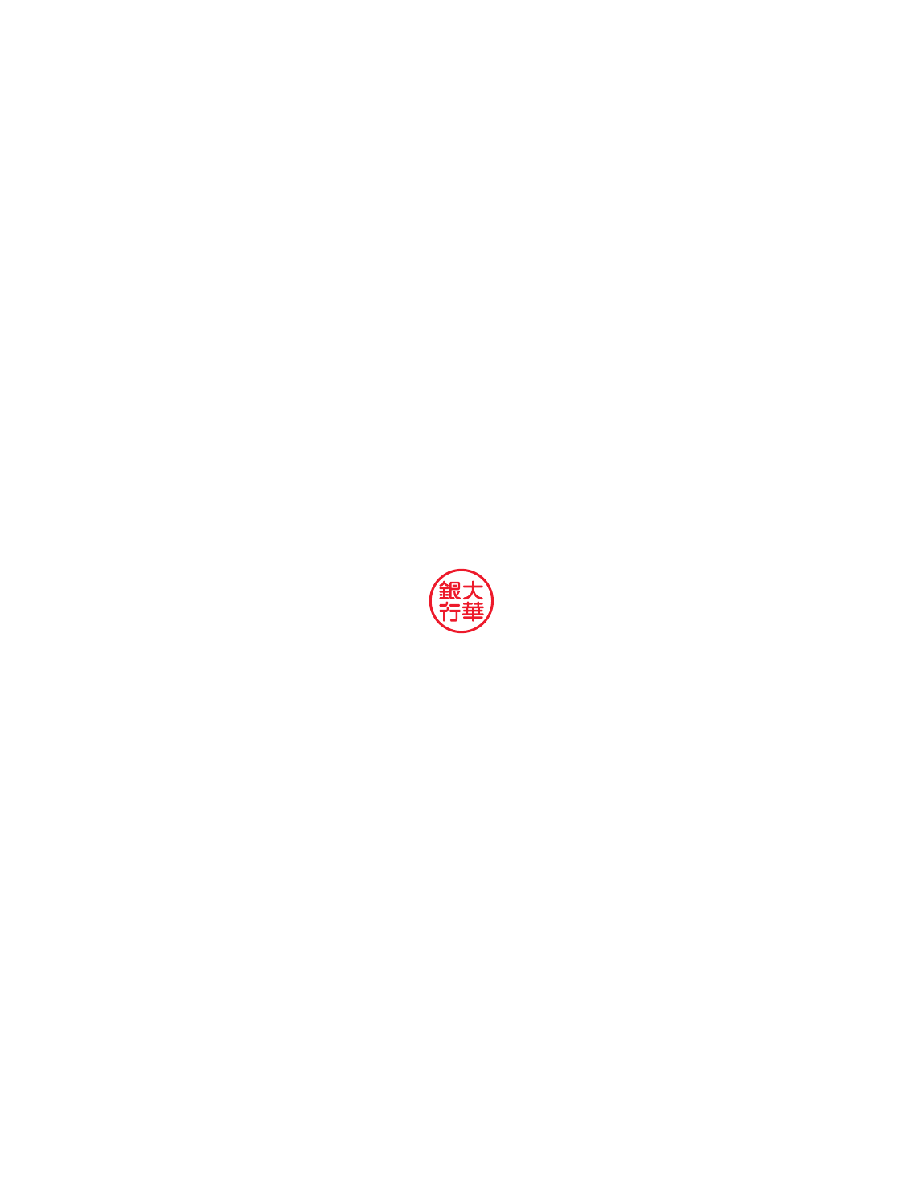大華銀行